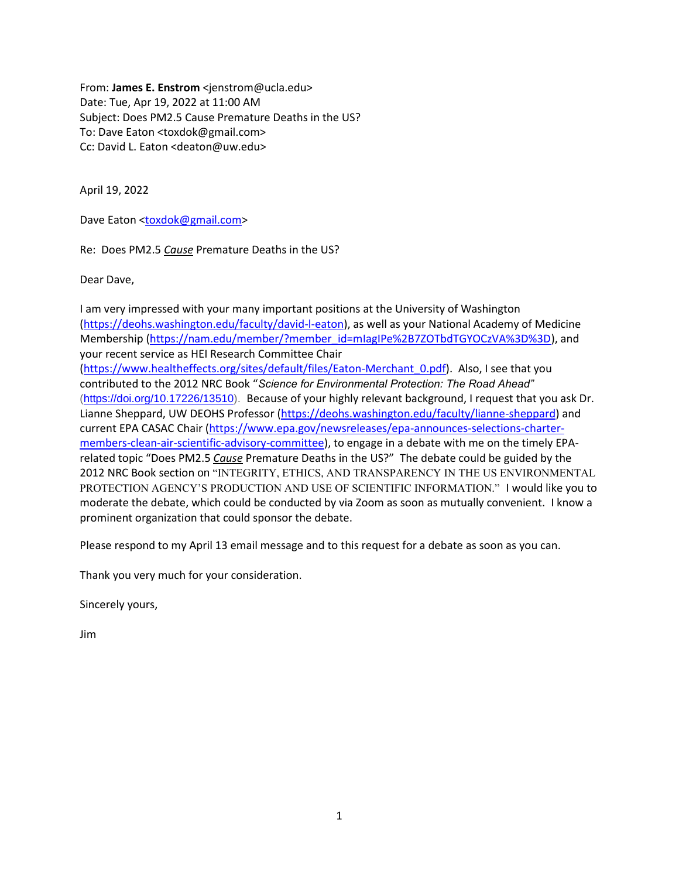From: **James E. Enstrom** <jenstrom@ucla.edu>
Date: Tue, Apr 19, 2022 at 11:00 AM
Subject: Does PM2.5 Cause Premature Deaths in the US?
To: Dave Eaton <toxdok@gmail.com>
Cc: David L. Eaton <deaton@uw.edu>

April 19, 2022

Dave Eaton <toxdok@gmail.com>

Re: Does PM2.5 ***Cause*** Premature Deaths in the US?

Dear Dave,

I am very impressed with your many important positions at the University of Washington (https://deohs.washington.edu/faculty/david-l-eaton), as well as your National Academy of Medicine Membership (https://nam.edu/member/?member_id=mIagIPe%2B7ZOTbdTGYOCzVA%3D%3D), and your recent service as HEI Research Committee Chair (https://www.healtheffects.org/sites/default/files/Eaton-Merchant_0.pdf). Also, I see that you contributed to the 2012 NRC Book "*Science for Environmental Protection: The Road Ahead*" (https://doi.org/10.17226/13510). Because of your highly relevant background, I request that you ask Dr. Lianne Sheppard, UW DEOHS Professor (https://deohs.washington.edu/faculty/lianne-sheppard) and current EPA CASAC Chair (https://www.epa.gov/newsreleases/epa-announces-selections-charter-members-clean-air-scientific-advisory-committee), to engage in a debate with me on the timely EPA-related topic "Does PM2.5 ***Cause*** Premature Deaths in the US?" The debate could be guided by the 2012 NRC Book section on "INTEGRITY, ETHICS, AND TRANSPARENCY IN THE US ENVIRONMENTAL PROTECTION AGENCY'S PRODUCTION AND USE OF SCIENTIFIC INFORMATION." I would like you to moderate the debate, which could be conducted by via Zoom as soon as mutually convenient. I know a prominent organization that could sponsor the debate.

Please respond to my April 13 email message and to this request for a debate as soon as you can.

Thank you very much for your consideration.

Sincerely yours,

Jim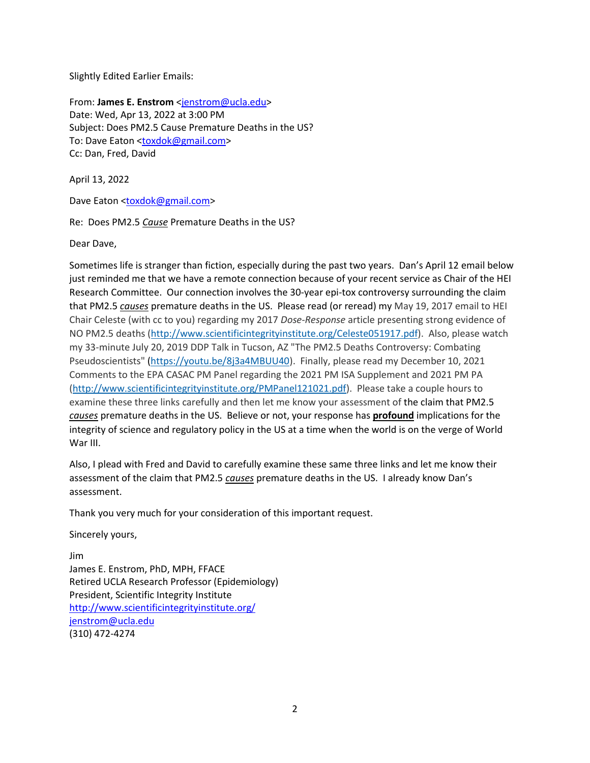Slightly Edited Earlier Emails:

From: **James E. Enstrom** <jenstrom@ucla.edu>
Date: Wed, Apr 13, 2022 at 3:00 PM
Subject: Does PM2.5 Cause Premature Deaths in the US?
To: Dave Eaton <toxdok@gmail.com>
Cc: Dan, Fred, David

April 13, 2022

Dave Eaton <toxdok@gmail.com>

Re: Does PM2.5 ***Cause*** Premature Deaths in the US?

Dear Dave,

Sometimes life is stranger than fiction, especially during the past two years. Dan's April 12 email below just reminded me that we have a remote connection because of your recent service as Chair of the HEI Research Committee. Our connection involves the 30-year epi-tox controversy surrounding the claim that PM2.5 ***causes*** premature deaths in the US. Please read (or reread) my May 19, 2017 email to HEI Chair Celeste (with cc to you) regarding my 2017 *Dose-Response* article presenting strong evidence of NO PM2.5 deaths (http://www.scientificintegrityinstitute.org/Celeste051917.pdf). Also, please watch my 33-minute July 20, 2019 DDP Talk in Tucson, AZ "The PM2.5 Deaths Controversy: Combating Pseudoscientists" (https://youtu.be/8j3a4MBUU40). Finally, please read my December 10, 2021 Comments to the EPA CASAC PM Panel regarding the 2021 PM ISA Supplement and 2021 PM PA (http://www.scientificintegrityinstitute.org/PMPanel121021.pdf). Please take a couple hours to examine these three links carefully and then let me know your assessment of the claim that PM2.5 ***causes*** premature deaths in the US. Believe or not, your response has **profound** implications for the integrity of science and regulatory policy in the US at a time when the world is on the verge of World War III.

Also, I plead with Fred and David to carefully examine these same three links and let me know their assessment of the claim that PM2.5 ***causes*** premature deaths in the US. I already know Dan's assessment.

Thank you very much for your consideration of this important request.

Sincerely yours,

Jim
James E. Enstrom, PhD, MPH, FFACE
Retired UCLA Research Professor (Epidemiology)
President, Scientific Integrity Institute
http://www.scientificintegrityinstitute.org/
jenstrom@ucla.edu
(310) 472-4274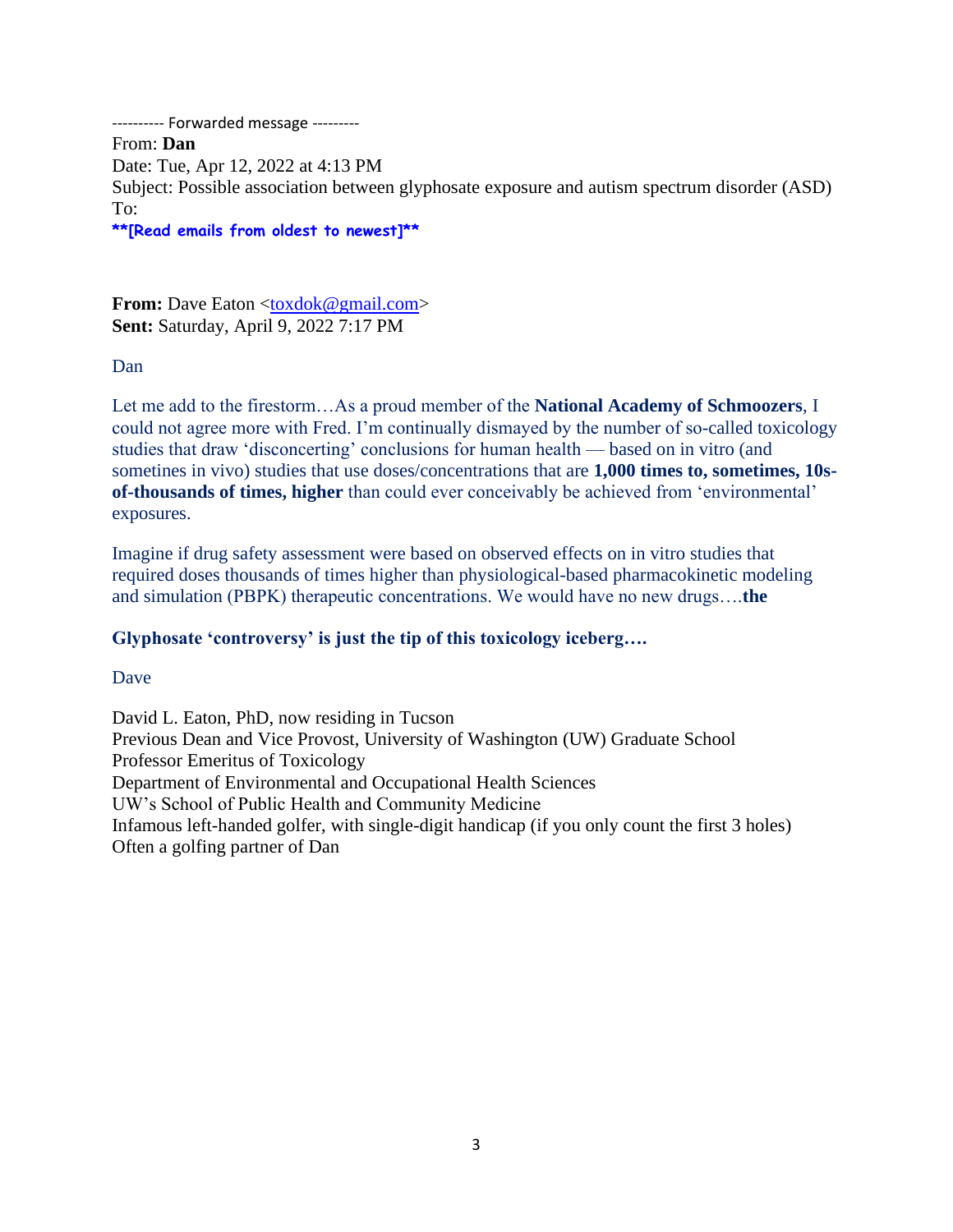---------- Forwarded message ---------

From: **Dan**

Date: Tue, Apr 12, 2022 at 4:13 PM

Subject: Possible association between glyphosate exposure and autism spectrum disorder (ASD)

To:

**[Read emails from oldest to newest]**

**From:** Dave Eaton <toxdok@gmail.com>

**Sent:** Saturday, April 9, 2022 7:17 PM

Dan

Let me add to the firestorm…As a proud member of the **National Academy of Schmoozers**, I could not agree more with Fred. I'm continually dismayed by the number of so-called toxicology studies that draw 'disconcerting' conclusions for human health — based on in vitro (and sometines in vivo) studies that use doses/concentrations that are **1,000 times to, sometimes, 10s-of-thousands of times, higher** than could ever conceivably be achieved from 'environmental' exposures.

Imagine if drug safety assessment were based on observed effects on in vitro studies that required doses thousands of times higher than physiological-based pharmacokinetic modeling and simulation (PBPK) therapeutic concentrations. We would have no new drugs….**the**

**Glyphosate 'controversy' is just the tip of this toxicology iceberg….**

Dave

David L. Eaton, PhD, now residing in Tucson
Previous Dean and Vice Provost, University of Washington (UW) Graduate School
Professor Emeritus of Toxicology
Department of Environmental and Occupational Health Sciences
UW's School of Public Health and Community Medicine
Infamous left-handed golfer, with single-digit handicap (if you only count the first 3 holes)
Often a golfing partner of Dan